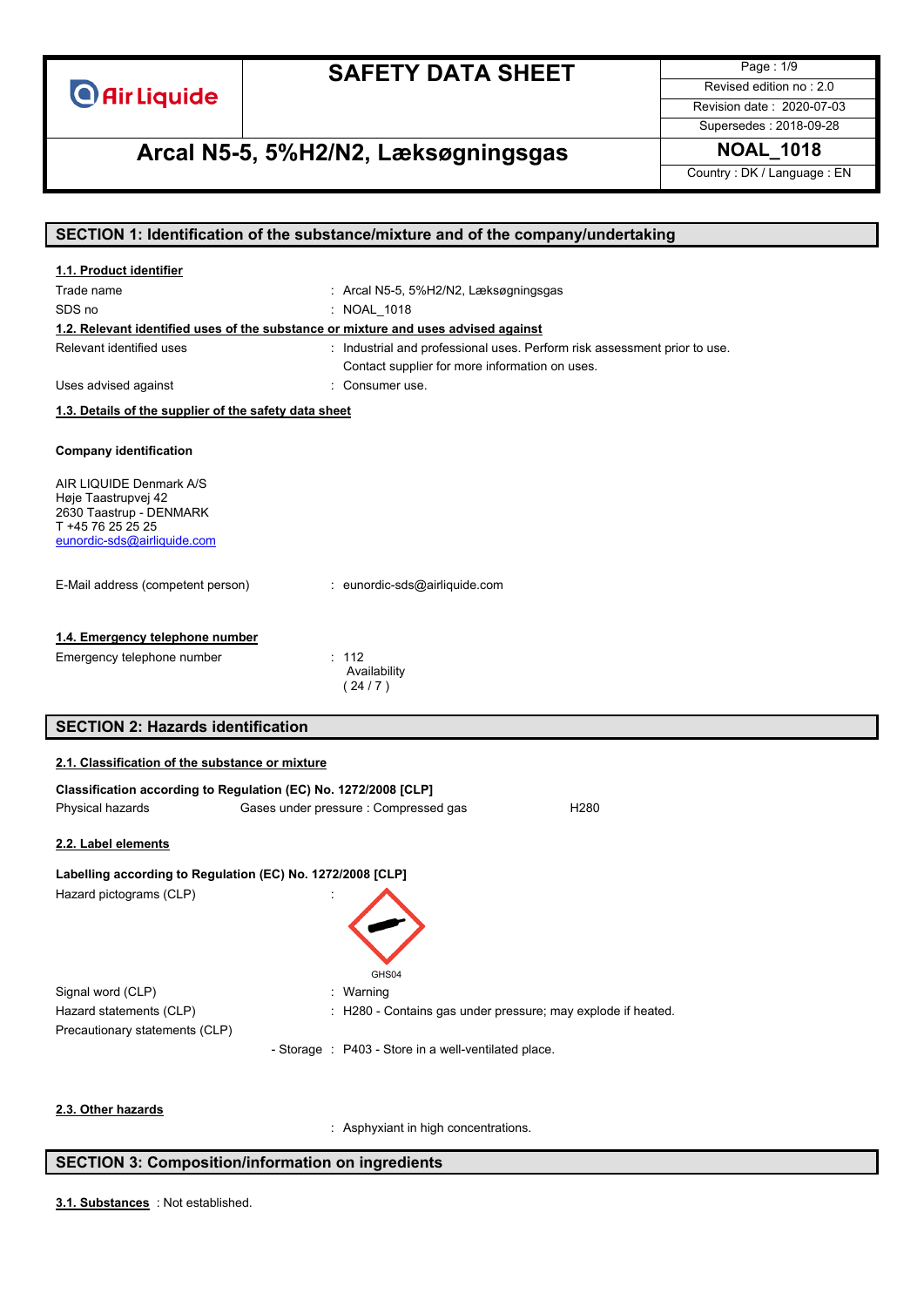# SAFETY DATA SHEET

## Arcal N5-5, 5%H2/N2, Læksøgningsgas

Revised edition no : 2.0
Revision date : 2020-07-03
Supersedes : 2018-09-28

**NOAL_1018**

Country : DK / Language : EN

## SECTION 1: Identification of the substance/mixture and of the company/undertaking

### 1.1. Product identifier

| | |
|---|---|
| Trade name | : Arcal N5-5, 5%H2/N2, Læksøgningsgas |
| SDS no | : NOAL_1018 |

### 1.2. Relevant identified uses of the substance or mixture and uses advised against

| | |
|---|---|
| Relevant identified uses | : Industrial and professional uses. Perform risk assessment prior to use. Contact supplier for more information on uses. |
| Uses advised against | : Consumer use. |

### 1.3. Details of the supplier of the safety data sheet

**Company identification**

AIR LIQUIDE Denmark A/S
Høje Taastrupvej 42
2630 Taastrup - DENMARK
T +45 76 25 25 25
eunordic-sds@airliquide.com

| | |
|---|---|
| E-Mail address (competent person) | : eunordic-sds@airliquide.com |

### 1.4. Emergency telephone number

| | |
|---|---|
| Emergency telephone number | : 112 Availability ( 24 / 7 ) |

## SECTION 2: Hazards identification

### 2.1. Classification of the substance or mixture

**Classification according to Regulation (EC) No. 1272/2008 [CLP]**

| | | |
|---|---|---|
| Physical hazards | Gases under pressure : Compressed gas | H280 |

### 2.2. Label elements

**Labelling according to Regulation (EC) No. 1272/2008 [CLP]**

Hazard pictograms (CLP) :

GHS04

| | |
|---|---|
| Signal word (CLP) | : Warning |
| Hazard statements (CLP) | : H280 - Contains gas under pressure; may explode if heated. |
| Precautionary statements (CLP) | |
| - Storage | : P403 - Store in a well-ventilated place. |

### 2.3. Other hazards

: Asphyxiant in high concentrations.

## SECTION 3: Composition/information on ingredients

**3.1. Substances** : Not established.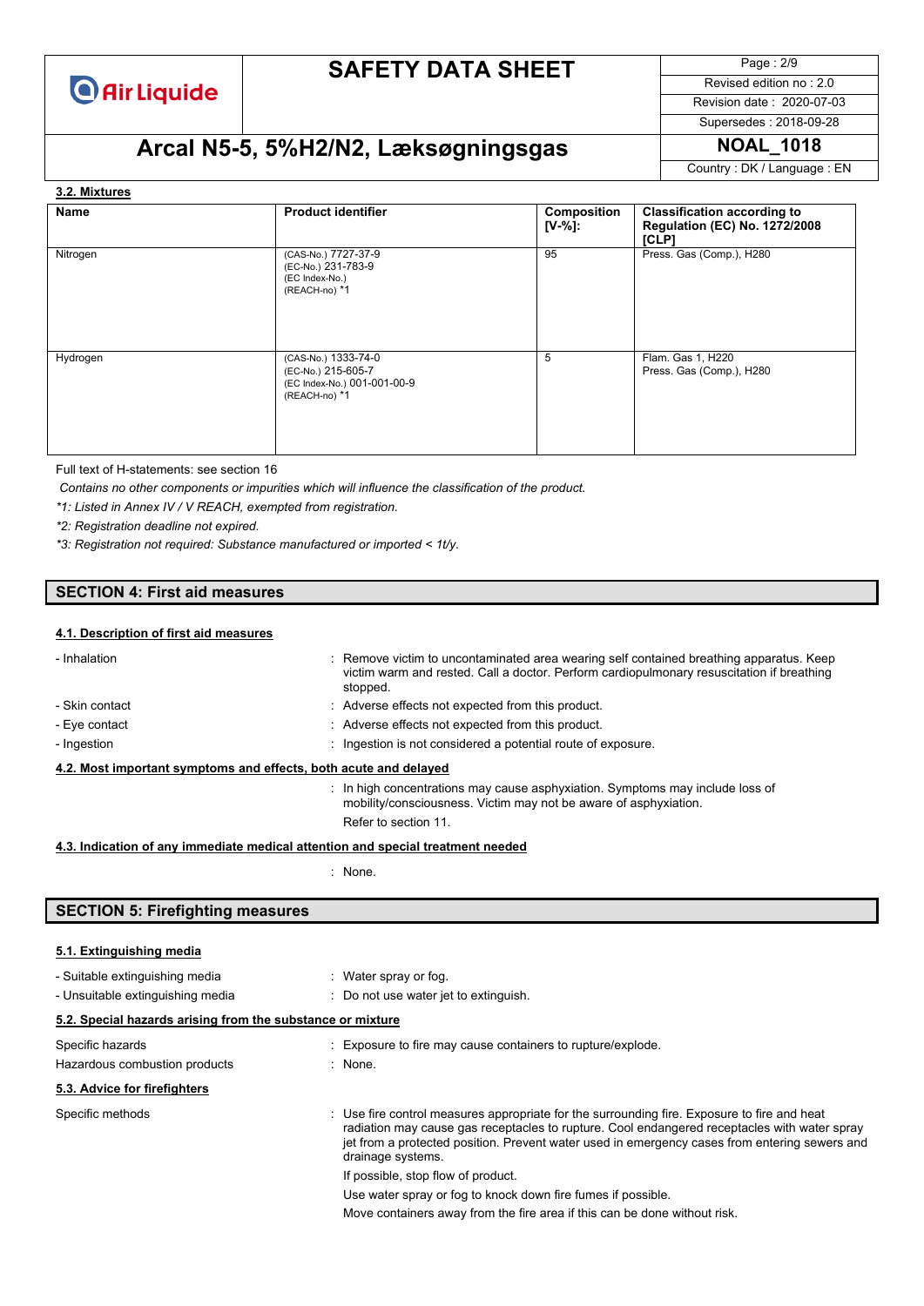### 3.2. Mixtures

| Name | Product identifier | Composition [V-%]: | Classification according to Regulation (EC) No. 1272/2008 [CLP] |
|---|---|---|---|
| Nitrogen | (CAS-No.) 7727-37-9<br>(EC-No.) 231-783-9<br>(EC Index-No.)<br>(REACH-no) *1 | 95 | Press. Gas (Comp.), H280 |
| Hydrogen | (CAS-No.) 1333-74-0<br>(EC-No.) 215-605-7<br>(EC Index-No.) 001-001-00-9<br>(REACH-no) *1 | 5 | Flam. Gas 1, H220<br>Press. Gas (Comp.), H280 |

Full text of H-statements: see section 16

*Contains no other components or impurities which will influence the classification of the product.*

*\*1: Listed in Annex IV / V REACH, exempted from registration.*

*\*2: Registration deadline not expired.*

*\*3: Registration not required: Substance manufactured or imported < 1t/y.*

## SECTION 4: First aid measures

### 4.1. Description of first aid measures

- Inhalation : Remove victim to uncontaminated area wearing self contained breathing apparatus. Keep victim warm and rested. Call a doctor. Perform cardiopulmonary resuscitation if breathing stopped.
- Skin contact : Adverse effects not expected from this product.
- Eye contact : Adverse effects not expected from this product.
- Ingestion : Ingestion is not considered a potential route of exposure.

### 4.2. Most important symptoms and effects, both acute and delayed

: In high concentrations may cause asphyxiation. Symptoms may include loss of mobility/consciousness. Victim may not be aware of asphyxiation.

Refer to section 11.

### 4.3. Indication of any immediate medical attention and special treatment needed

: None.

## SECTION 5: Firefighting measures

### 5.1. Extinguishing media

- Suitable extinguishing media : Water spray or fog.
- Unsuitable extinguishing media : Do not use water jet to extinguish.

### 5.2. Special hazards arising from the substance or mixture

Specific hazards : Exposure to fire may cause containers to rupture/explode.

Hazardous combustion products : None.

### 5.3. Advice for firefighters

Specific methods : Use fire control measures appropriate for the surrounding fire. Exposure to fire and heat radiation may cause gas receptacles to rupture. Cool endangered receptacles with water spray jet from a protected position. Prevent water used in emergency cases from entering sewers and drainage systems.

If possible, stop flow of product.

Use water spray or fog to knock down fire fumes if possible.

Move containers away from the fire area if this can be done without risk.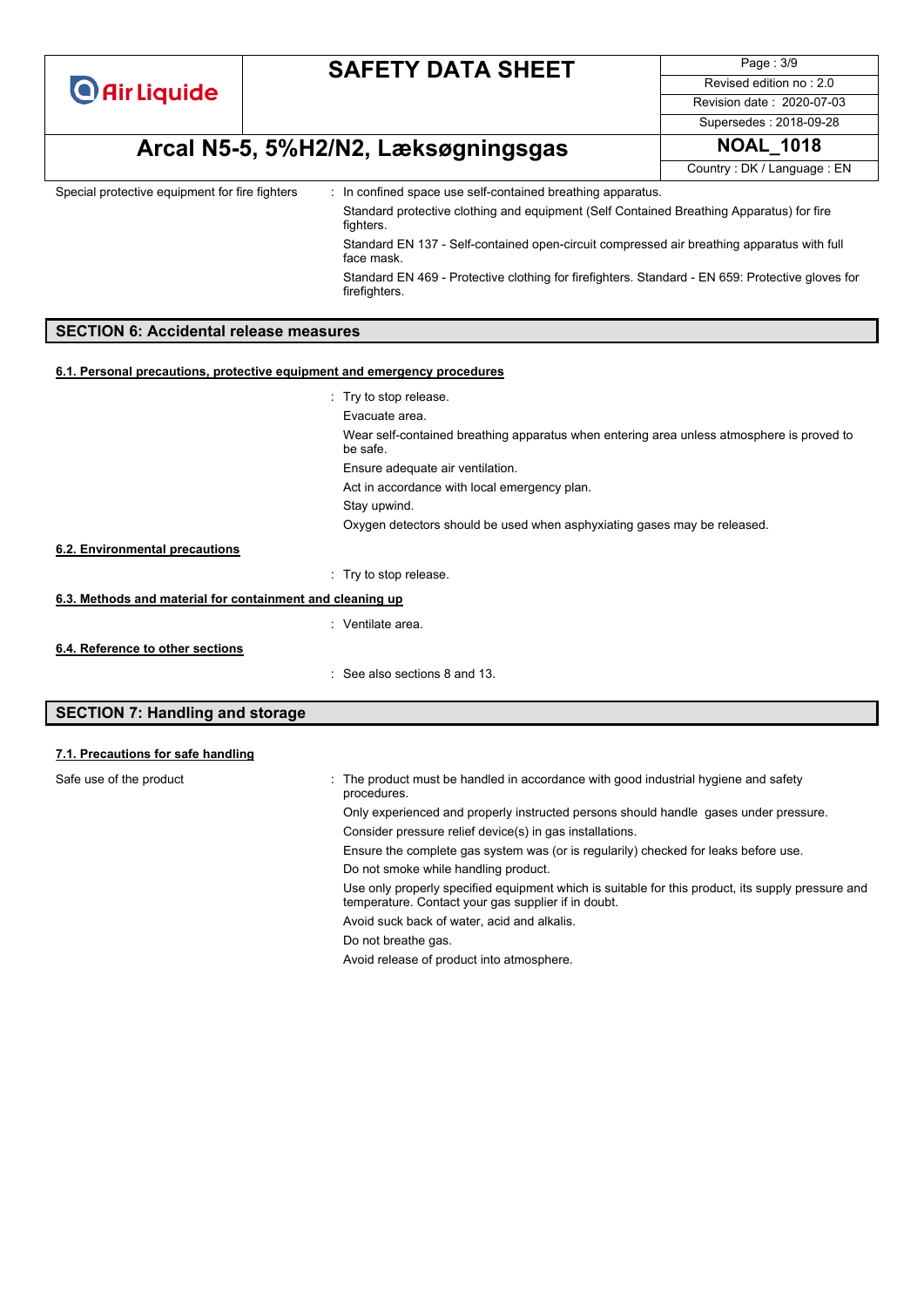Special protective equipment for fire fighters : In confined space use self-contained breathing apparatus.

Standard protective clothing and equipment (Self Contained Breathing Apparatus) for fire fighters.

Standard EN 137 - Self-contained open-circuit compressed air breathing apparatus with full face mask.

Standard EN 469 - Protective clothing for firefighters. Standard - EN 659: Protective gloves for firefighters.

## SECTION 6: Accidental release measures

### 6.1. Personal precautions, protective equipment and emergency procedures

: Try to stop release.

Evacuate area.

Wear self-contained breathing apparatus when entering area unless atmosphere is proved to be safe.

Ensure adequate air ventilation.

Act in accordance with local emergency plan.

Stay upwind.

Oxygen detectors should be used when asphyxiating gases may be released.

### 6.2. Environmental precautions

: Try to stop release.

### 6.3. Methods and material for containment and cleaning up

: Ventilate area.

### 6.4. Reference to other sections

: See also sections 8 and 13.

## SECTION 7: Handling and storage

### 7.1. Precautions for safe handling

Safe use of the product : The product must be handled in accordance with good industrial hygiene and safety procedures.

Only experienced and properly instructed persons should handle gases under pressure.

Consider pressure relief device(s) in gas installations.

Ensure the complete gas system was (or is regularily) checked for leaks before use.

Do not smoke while handling product.

Use only properly specified equipment which is suitable for this product, its supply pressure and temperature. Contact your gas supplier if in doubt.

Avoid suck back of water, acid and alkalis.

Do not breathe gas.

Avoid release of product into atmosphere.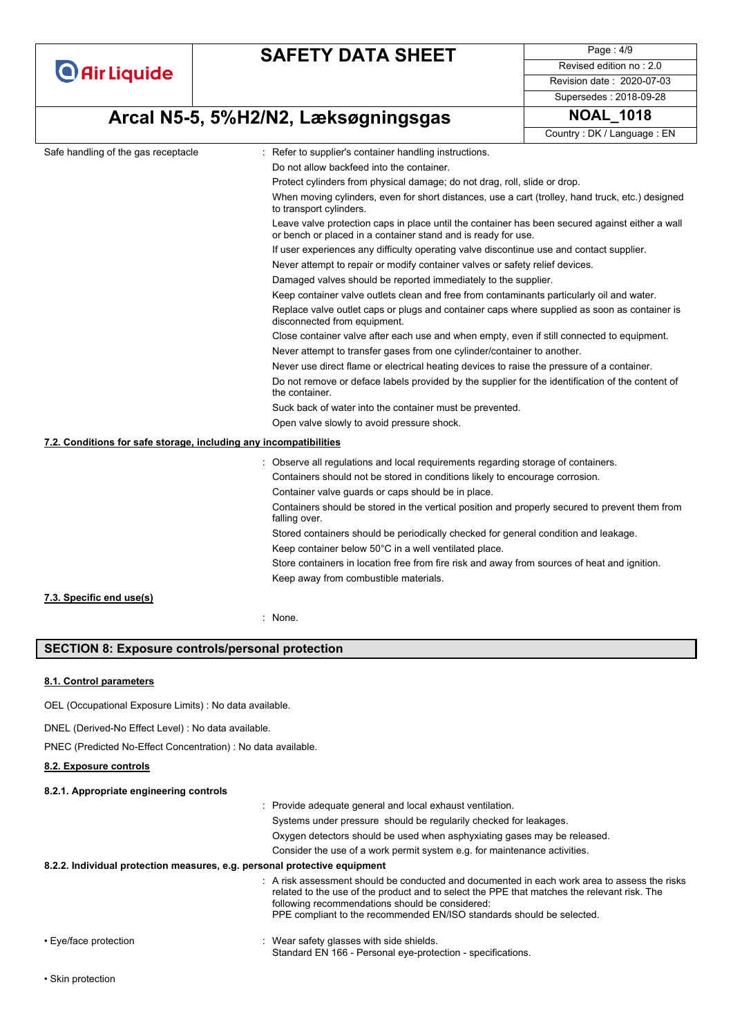Safe handling of the gas receptacle : Refer to supplier's container handling instructions.

Do not allow backfeed into the container.

Protect cylinders from physical damage; do not drag, roll, slide or drop.

When moving cylinders, even for short distances, use a cart (trolley, hand truck, etc.) designed to transport cylinders.

Leave valve protection caps in place until the container has been secured against either a wall or bench or placed in a container stand and is ready for use.

If user experiences any difficulty operating valve discontinue use and contact supplier.

Never attempt to repair or modify container valves or safety relief devices.

Damaged valves should be reported immediately to the supplier.

Keep container valve outlets clean and free from contaminants particularly oil and water.

Replace valve outlet caps or plugs and container caps where supplied as soon as container is disconnected from equipment.

Close container valve after each use and when empty, even if still connected to equipment.

Never attempt to transfer gases from one cylinder/container to another.

Never use direct flame or electrical heating devices to raise the pressure of a container.

Do not remove or deface labels provided by the supplier for the identification of the content of the container.

Suck back of water into the container must be prevented.

Open valve slowly to avoid pressure shock.

### 7.2. Conditions for safe storage, including any incompatibilities

: Observe all regulations and local requirements regarding storage of containers.

Containers should not be stored in conditions likely to encourage corrosion.

Container valve guards or caps should be in place.

Containers should be stored in the vertical position and properly secured to prevent them from falling over.

Stored containers should be periodically checked for general condition and leakage.

Keep container below 50°C in a well ventilated place.

Store containers in location free from fire risk and away from sources of heat and ignition.

Keep away from combustible materials.

### 7.3. Specific end use(s)

: None.

## SECTION 8: Exposure controls/personal protection

### 8.1. Control parameters

OEL (Occupational Exposure Limits) : No data available.

DNEL (Derived-No Effect Level) : No data available.

PNEC (Predicted No-Effect Concentration) : No data available.

### 8.2. Exposure controls

#### 8.2.1. Appropriate engineering controls

: Provide adequate general and local exhaust ventilation.

Systems under pressure should be regularly checked for leakages.

Oxygen detectors should be used when asphyxiating gases may be released.

Consider the use of a work permit system e.g. for maintenance activities.

#### 8.2.2. Individual protection measures, e.g. personal protective equipment

: A risk assessment should be conducted and documented in each work area to assess the risks related to the use of the product and to select the PPE that matches the relevant risk. The following recommendations should be considered:
PPE compliant to the recommended EN/ISO standards should be selected.

• Eye/face protection : Wear safety glasses with side shields.
Standard EN 166 - Personal eye-protection - specifications.

• Skin protection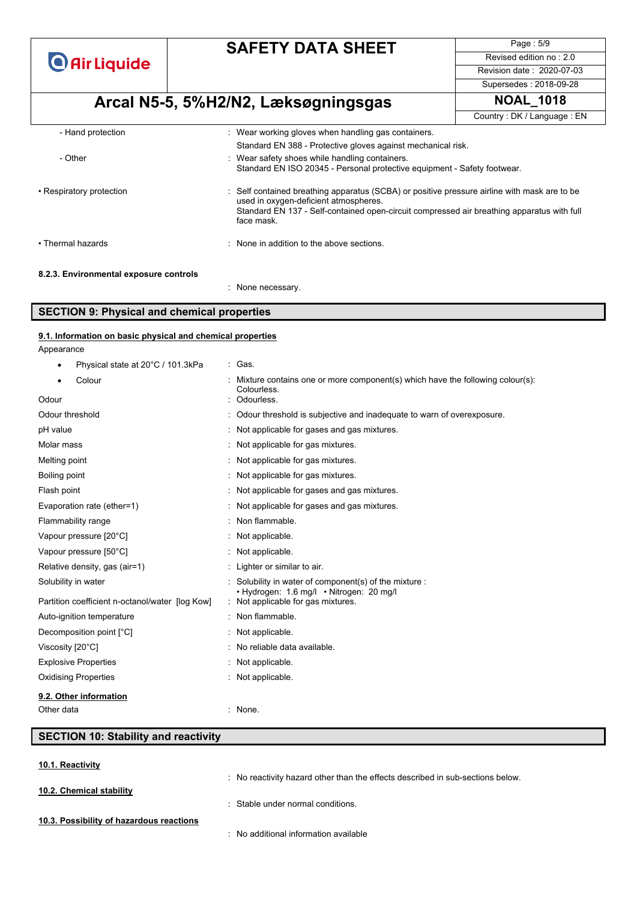| | |
|---|---|
| - Hand protection | : Wear working gloves when handling gas containers. |
| | Standard EN 388 - Protective gloves against mechanical risk. |
| - Other | : Wear safety shoes while handling containers. Standard EN ISO 20345 - Personal protective equipment - Safety footwear. |
| • Respiratory protection | : Self contained breathing apparatus (SCBA) or positive pressure airline with mask are to be used in oxygen-deficient atmospheres. Standard EN 137 - Self-contained open-circuit compressed air breathing apparatus with full face mask. |
| • Thermal hazards | : None in addition to the above sections. |

**8.2.3. Environmental exposure controls**

: None necessary.

## SECTION 9: Physical and chemical properties

### 9.1. Information on basic physical and chemical properties

| | |
|---|---|
| Appearance | |
| • Physical state at 20°C / 101.3kPa | : Gas. |
| • Colour | : Mixture contains one or more component(s) which have the following colour(s): Colourless. |
| Odour | : Odourless. |
| Odour threshold | : Odour threshold is subjective and inadequate to warn of overexposure. |
| pH value | : Not applicable for gases and gas mixtures. |
| Molar mass | : Not applicable for gas mixtures. |
| Melting point | : Not applicable for gas mixtures. |
| Boiling point | : Not applicable for gas mixtures. |
| Flash point | : Not applicable for gases and gas mixtures. |
| Evaporation rate (ether=1) | : Not applicable for gases and gas mixtures. |
| Flammability range | : Non flammable. |
| Vapour pressure [20°C] | : Not applicable. |
| Vapour pressure [50°C] | : Not applicable. |
| Relative density, gas (air=1) | : Lighter or similar to air. |
| Solubility in water | : Solubility in water of component(s) of the mixture : • Hydrogen: 1.6 mg/l • Nitrogen: 20 mg/l |
| Partition coefficient n-octanol/water [log Kow] | : Not applicable for gas mixtures. |
| Auto-ignition temperature | : Non flammable. |
| Decomposition point [°C] | : Not applicable. |
| Viscosity [20°C] | : No reliable data available. |
| Explosive Properties | : Not applicable. |
| Oxidising Properties | : Not applicable. |

### 9.2. Other information

Other data : None.

## SECTION 10: Stability and reactivity

### 10.1. Reactivity

: No reactivity hazard other than the effects described in sub-sections below.

### 10.2. Chemical stability

: Stable under normal conditions.

### 10.3. Possibility of hazardous reactions

: No additional information available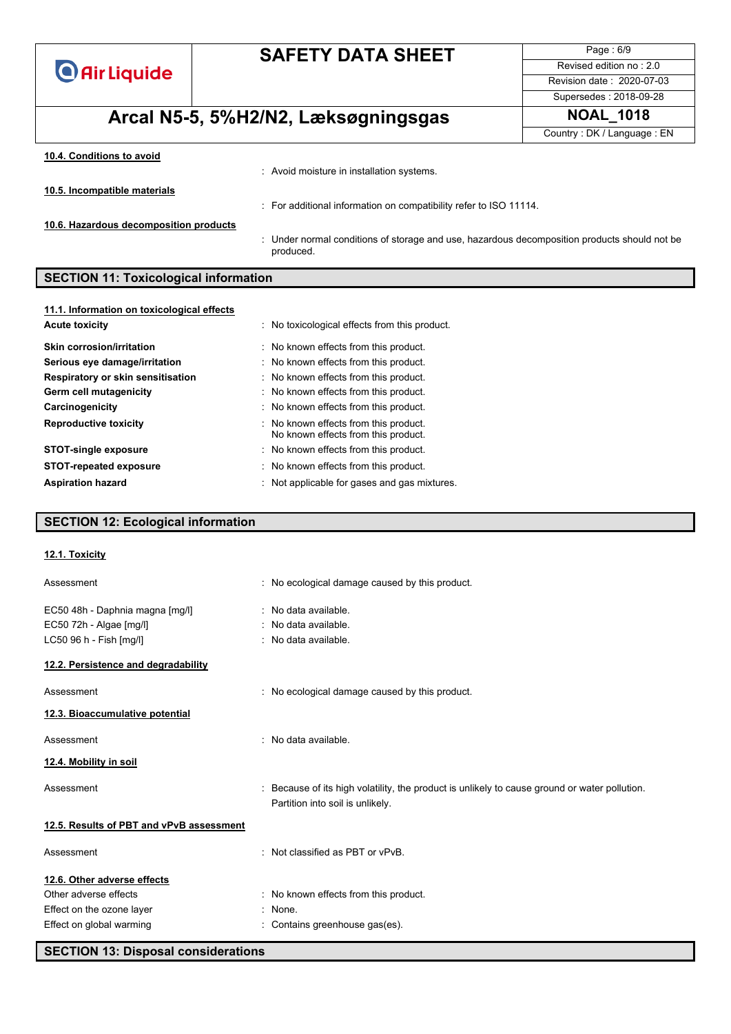#### 10.4. Conditions to avoid

: Avoid moisture in installation systems.

#### 10.5. Incompatible materials

: For additional information on compatibility refer to ISO 11114.

#### 10.6. Hazardous decomposition products

: Under normal conditions of storage and use, hazardous decomposition products should not be produced.

## SECTION 11: Toxicological information

#### 11.1. Information on toxicological effects

| | |
|---|---|
| **Acute toxicity** | : No toxicological effects from this product. |
| **Skin corrosion/irritation** | : No known effects from this product. |
| **Serious eye damage/irritation** | : No known effects from this product. |
| **Respiratory or skin sensitisation** | : No known effects from this product. |
| **Germ cell mutagenicity** | : No known effects from this product. |
| **Carcinogenicity** | : No known effects from this product. |
| **Reproductive toxicity** | : No known effects from this product.<br>No known effects from this product. |
| **STOT-single exposure** | : No known effects from this product. |
| **STOT-repeated exposure** | : No known effects from this product. |
| **Aspiration hazard** | : Not applicable for gases and gas mixtures. |

## SECTION 12: Ecological information

#### 12.1. Toxicity

| | |
|---|---|
| Assessment | : No ecological damage caused by this product. |
| EC50 48h - Daphnia magna [mg/l] | : No data available. |
| EC50 72h - Algae [mg/l] | : No data available. |
| LC50 96 h - Fish [mg/l] | : No data available. |

#### 12.2. Persistence and degradability

| | |
|---|---|
| Assessment | : No ecological damage caused by this product. |

#### 12.3. Bioaccumulative potential

| | |
|---|---|
| Assessment | : No data available. |

#### 12.4. Mobility in soil

| | |
|---|---|
| Assessment | : Because of its high volatility, the product is unlikely to cause ground or water pollution.<br>Partition into soil is unlikely. |

#### 12.5. Results of PBT and vPvB assessment

| | |
|---|---|
| Assessment | : Not classified as PBT or vPvB. |

#### 12.6. Other adverse effects

| | |
|---|---|
| Other adverse effects | : No known effects from this product. |
| Effect on the ozone layer | : None. |
| Effect on global warming | : Contains greenhouse gas(es). |

## SECTION 13: Disposal considerations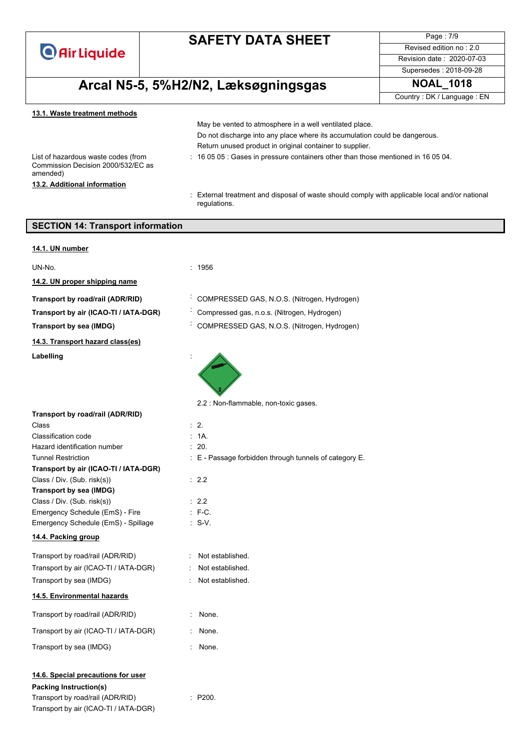### 13.1. Waste treatment methods

May be vented to atmosphere in a well ventilated place.

Do not discharge into any place where its accumulation could be dangerous.

Return unused product in original container to supplier.

List of hazardous waste codes (from Commission Decision 2000/532/EC as amended) : 16 05 05 : Gases in pressure containers other than those mentioned in 16 05 04.

### 13.2. Additional information

: External treatment and disposal of waste should comply with applicable local and/or national regulations.

## SECTION 14: Transport information

### 14.1. UN number

UN-No. : 1956

### 14.2. UN proper shipping name

**Transport by road/rail (ADR/RID)** : COMPRESSED GAS, N.O.S. (Nitrogen, Hydrogen)

**Transport by air (ICAO-TI / IATA-DGR)** : Compressed gas, n.o.s. (Nitrogen, Hydrogen)

**Transport by sea (IMDG)** : COMPRESSED GAS, N.O.S. (Nitrogen, Hydrogen)

### 14.3. Transport hazard class(es)

**Labelling** :

2.2 : Non-flammable, non-toxic gases.

**Transport by road/rail (ADR/RID)**

| | |
|---|---|
| Class | : 2. |
| Classification code | : 1A. |
| Hazard identification number | : 20. |
| Tunnel Restriction | : E - Passage forbidden through tunnels of category E. |

**Transport by air (ICAO-TI / IATA-DGR)**

| | |
|---|---|
| Class / Div. (Sub. risk(s)) | : 2.2 |

**Transport by sea (IMDG)**

| | |
|---|---|
| Class / Div. (Sub. risk(s)) | : 2.2 |
| Emergency Schedule (EmS) - Fire | : F-C. |
| Emergency Schedule (EmS) - Spillage | : S-V. |

### 14.4. Packing group

| | |
|---|---|
| Transport by road/rail (ADR/RID) | : Not established. |
| Transport by air (ICAO-TI / IATA-DGR) | : Not established. |
| Transport by sea (IMDG) | : Not established. |

### 14.5. Environmental hazards

| | |
|---|---|
| Transport by road/rail (ADR/RID) | : None. |
| Transport by air (ICAO-TI / IATA-DGR) | : None. |
| Transport by sea (IMDG) | : None. |

### 14.6. Special precautions for user

**Packing Instruction(s)**

Transport by road/rail (ADR/RID) : P200.

Transport by air (ICAO-TI / IATA-DGR)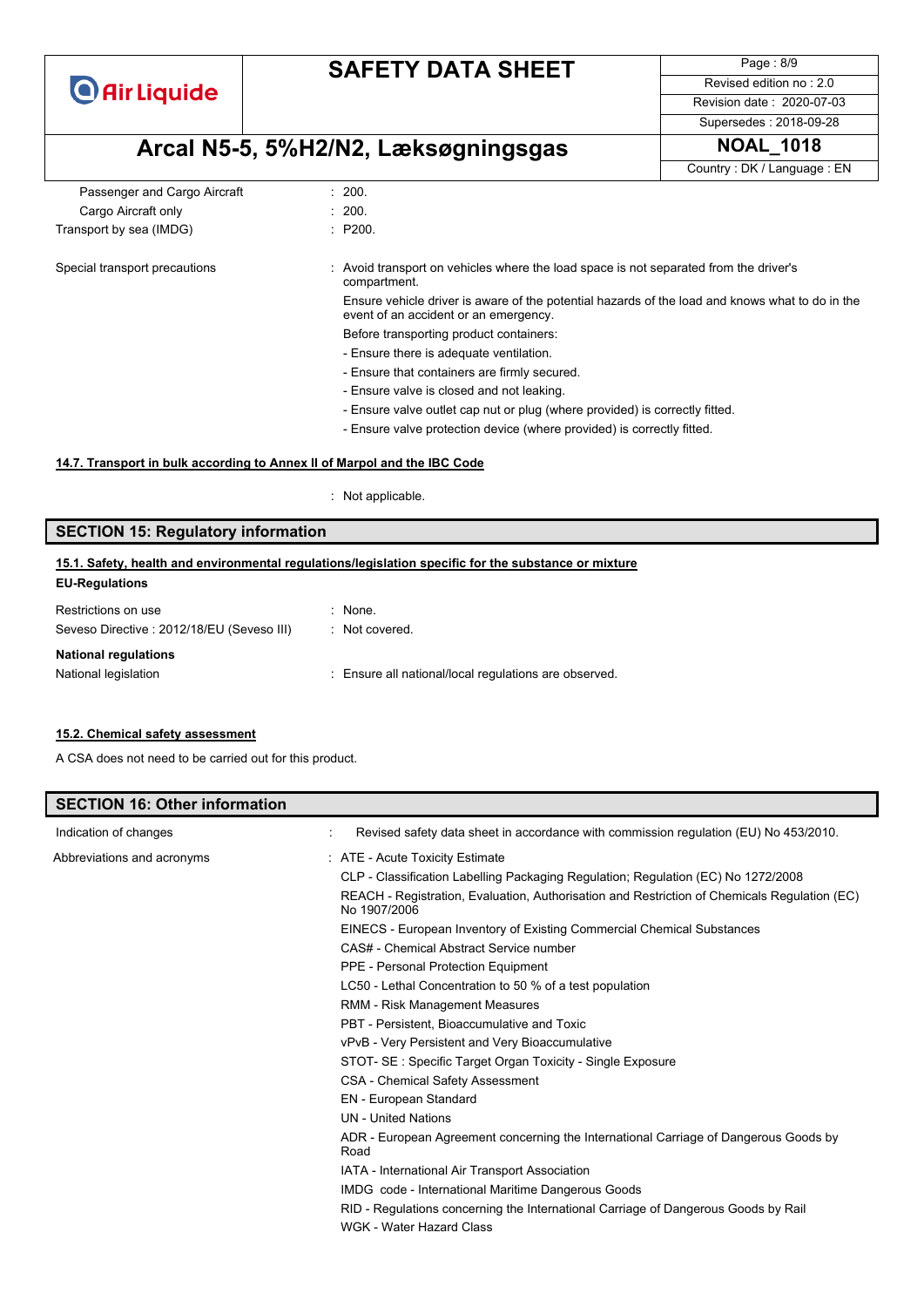| | |
|---|---|
| Passenger and Cargo Aircraft | : 200. |
| Cargo Aircraft only | : 200. |
| Transport by sea (IMDG) | : P200. |

Special transport precautions : Avoid transport on vehicles where the load space is not separated from the driver's compartment.

Ensure vehicle driver is aware of the potential hazards of the load and knows what to do in the event of an accident or an emergency.

Before transporting product containers:

- Ensure there is adequate ventilation.
- Ensure that containers are firmly secured.
- Ensure valve is closed and not leaking.
- Ensure valve outlet cap nut or plug (where provided) is correctly fitted.
- Ensure valve protection device (where provided) is correctly fitted.

### 14.7. Transport in bulk according to Annex II of Marpol and the IBC Code

: Not applicable.

## SECTION 15: Regulatory information

### 15.1. Safety, health and environmental regulations/legislation specific for the substance or mixture

**EU-Regulations**

| | |
|---|---|
| Restrictions on use | : None. |
| Seveso Directive : 2012/18/EU (Seveso III) | : Not covered. |

**National regulations**

| | |
|---|---|
| National legislation | : Ensure all national/local regulations are observed. |

### 15.2. Chemical safety assessment

A CSA does not need to be carried out for this product.

## SECTION 16: Other information

Indication of changes : Revised safety data sheet in accordance with commission regulation (EU) No 453/2010.

Abbreviations and acronyms :

- ATE - Acute Toxicity Estimate
- CLP - Classification Labelling Packaging Regulation; Regulation (EC) No 1272/2008
- REACH - Registration, Evaluation, Authorisation and Restriction of Chemicals Regulation (EC) No 1907/2006
- EINECS - European Inventory of Existing Commercial Chemical Substances
- CAS# - Chemical Abstract Service number
- PPE - Personal Protection Equipment
- LC50 - Lethal Concentration to 50 % of a test population
- RMM - Risk Management Measures
- PBT - Persistent, Bioaccumulative and Toxic
- vPvB - Very Persistent and Very Bioaccumulative
- STOT- SE : Specific Target Organ Toxicity - Single Exposure
- CSA - Chemical Safety Assessment
- EN - European Standard
- UN - United Nations
- ADR - European Agreement concerning the International Carriage of Dangerous Goods by Road
- IATA - International Air Transport Association
- IMDG code - International Maritime Dangerous Goods
- RID - Regulations concerning the International Carriage of Dangerous Goods by Rail
- WGK - Water Hazard Class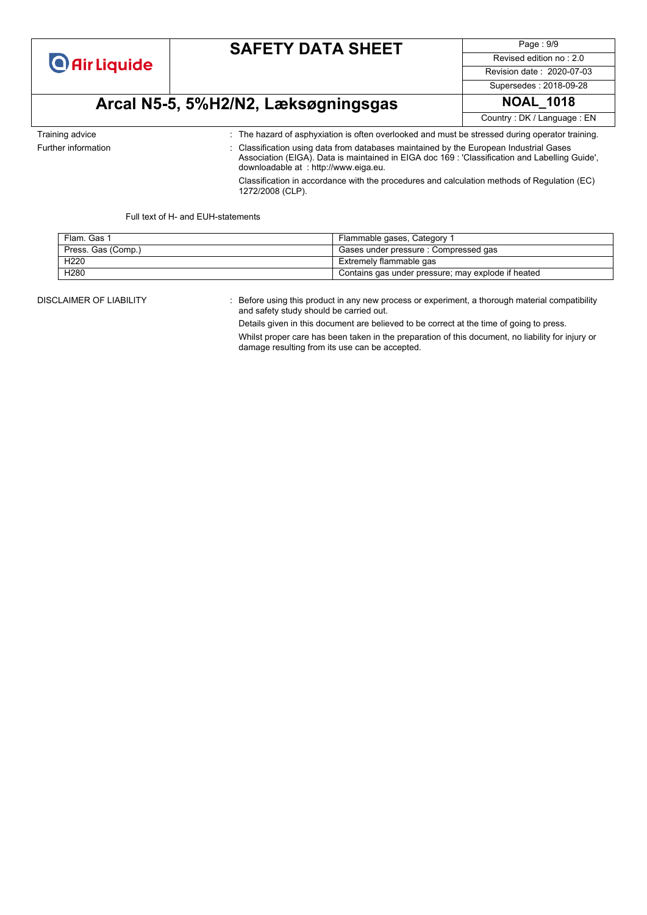Training advice : The hazard of asphyxiation is often overlooked and must be stressed during operator training.

Further information : Classification using data from databases maintained by the European Industrial Gases Association (EIGA). Data is maintained in EIGA doc 169 : 'Classification and Labelling Guide', downloadable at : http://www.eiga.eu.

Classification in accordance with the procedures and calculation methods of Regulation (EC) 1272/2008 (CLP).

Full text of H- and EUH-statements

| | |
|---|---|
| Flam. Gas 1 | Flammable gases, Category 1 |
| Press. Gas (Comp.) | Gases under pressure : Compressed gas |
| H220 | Extremely flammable gas |
| H280 | Contains gas under pressure; may explode if heated |

DISCLAIMER OF LIABILITY : Before using this product in any new process or experiment, a thorough material compatibility and safety study should be carried out.

Details given in this document are believed to be correct at the time of going to press.

Whilst proper care has been taken in the preparation of this document, no liability for injury or damage resulting from its use can be accepted.